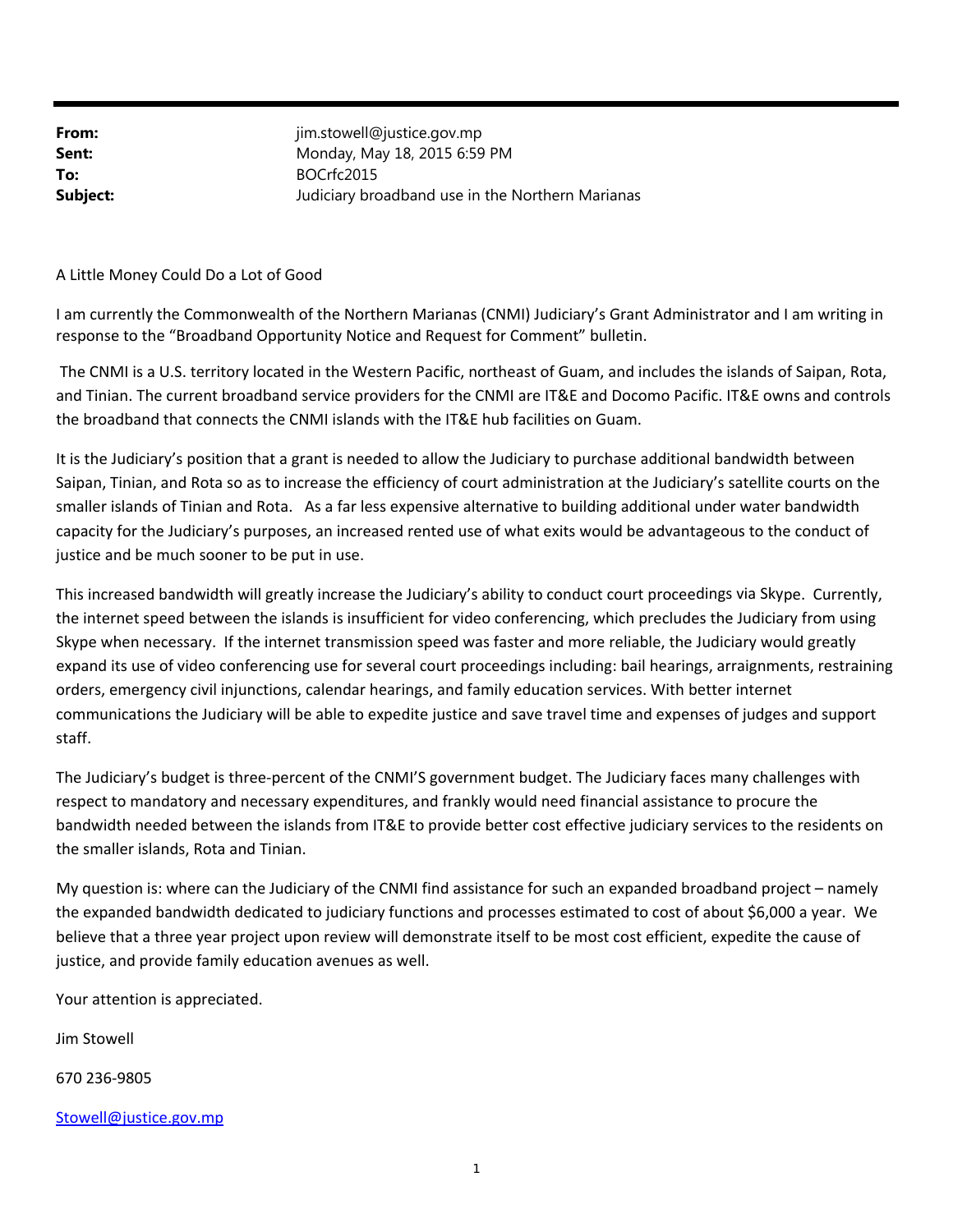| | |
|---|---|
| **From:** | jim.stowell@justice.gov.mp |
| **Sent:** | Monday, May 18, 2015 6:59 PM |
| **To:** | BOCrfc2015 |
| **Subject:** | Judiciary broadband use in the Northern Marianas |

A Little Money Could Do a Lot of Good

I am currently the Commonwealth of the Northern Marianas (CNMI) Judiciary's Grant Administrator and I am writing in response to the "Broadband Opportunity Notice and Request for Comment" bulletin.

The CNMI is a U.S. territory located in the Western Pacific, northeast of Guam, and includes the islands of Saipan, Rota, and Tinian. The current broadband service providers for the CNMI are IT&E and Docomo Pacific. IT&E owns and controls the broadband that connects the CNMI islands with the IT&E hub facilities on Guam.

It is the Judiciary's position that a grant is needed to allow the Judiciary to purchase additional bandwidth between Saipan, Tinian, and Rota so as to increase the efficiency of court administration at the Judiciary's satellite courts on the smaller islands of Tinian and Rota. As a far less expensive alternative to building additional under water bandwidth capacity for the Judiciary's purposes, an increased rented use of what exits would be advantageous to the conduct of justice and be much sooner to be put in use.

This increased bandwidth will greatly increase the Judiciary's ability to conduct court proceedings via Skype. Currently, the internet speed between the islands is insufficient for video conferencing, which precludes the Judiciary from using Skype when necessary. If the internet transmission speed was faster and more reliable, the Judiciary would greatly expand its use of video conferencing use for several court proceedings including: bail hearings, arraignments, restraining orders, emergency civil injunctions, calendar hearings, and family education services. With better internet communications the Judiciary will be able to expedite justice and save travel time and expenses of judges and support staff.

The Judiciary's budget is three-percent of the CNMI'S government budget. The Judiciary faces many challenges with respect to mandatory and necessary expenditures, and frankly would need financial assistance to procure the bandwidth needed between the islands from IT&E to provide better cost effective judiciary services to the residents on the smaller islands, Rota and Tinian.

My question is: where can the Judiciary of the CNMI find assistance for such an expanded broadband project – namely the expanded bandwidth dedicated to judiciary functions and processes estimated to cost of about $6,000 a year. We believe that a three year project upon review will demonstrate itself to be most cost efficient, expedite the cause of justice, and provide family education avenues as well.

Your attention is appreciated.

Jim Stowell

670 236-9805

Stowell@justice.gov.mp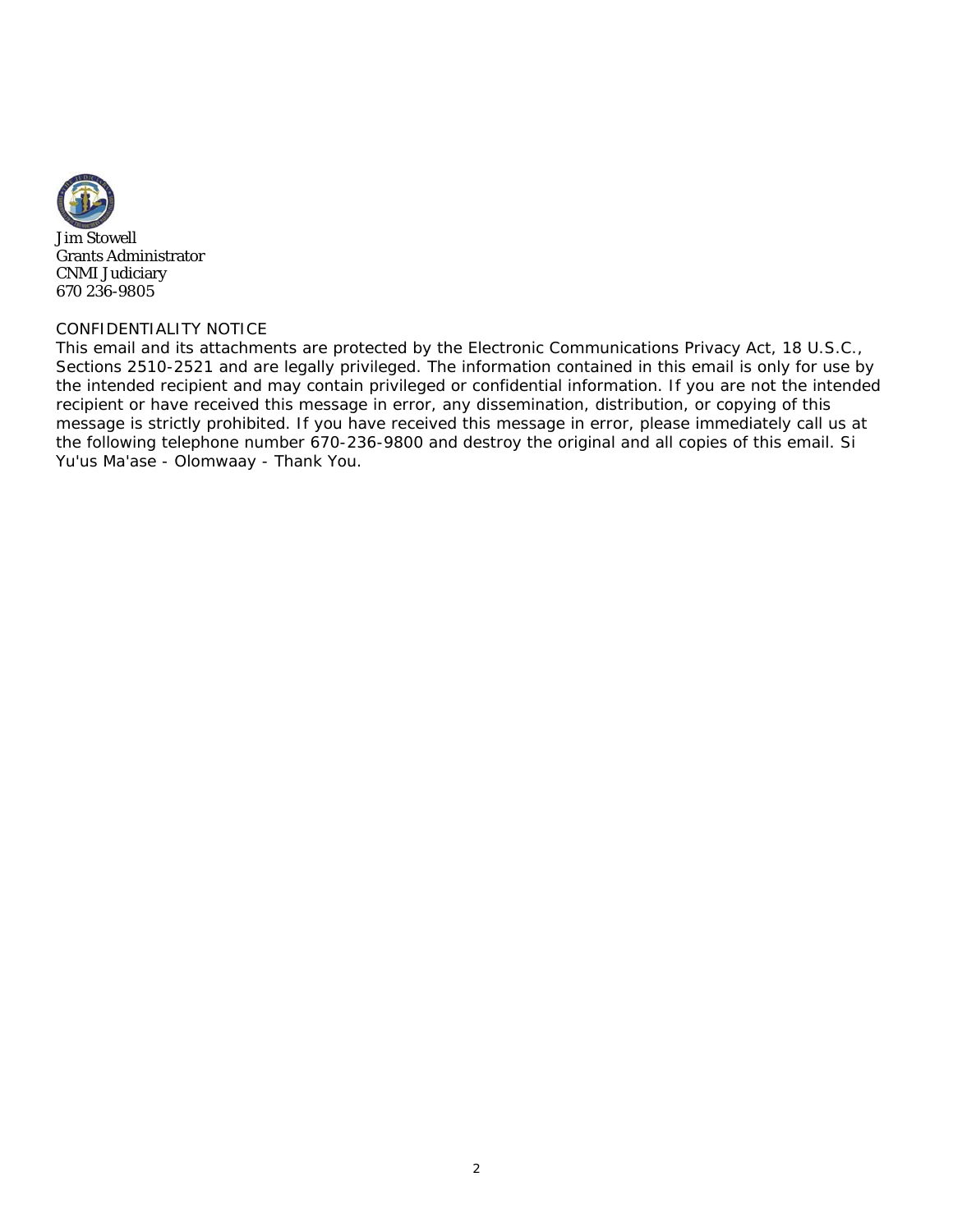Jim Stowell
Grants Administrator
CNMI Judiciary
670 236-9805

CONFIDENTIALITY NOTICE
This email and its attachments are protected by the Electronic Communications Privacy Act, 18 U.S.C., Sections 2510-2521 and are legally privileged. The information contained in this email is only for use by the intended recipient and may contain privileged or confidential information. If you are not the intended recipient or have received this message in error, any dissemination, distribution, or copying of this message is strictly prohibited. If you have received this message in error, please immediately call us at the following telephone number 670-236-9800 and destroy the original and all copies of this email. Si Yu'us Ma'ase - Olomwaay - Thank You.